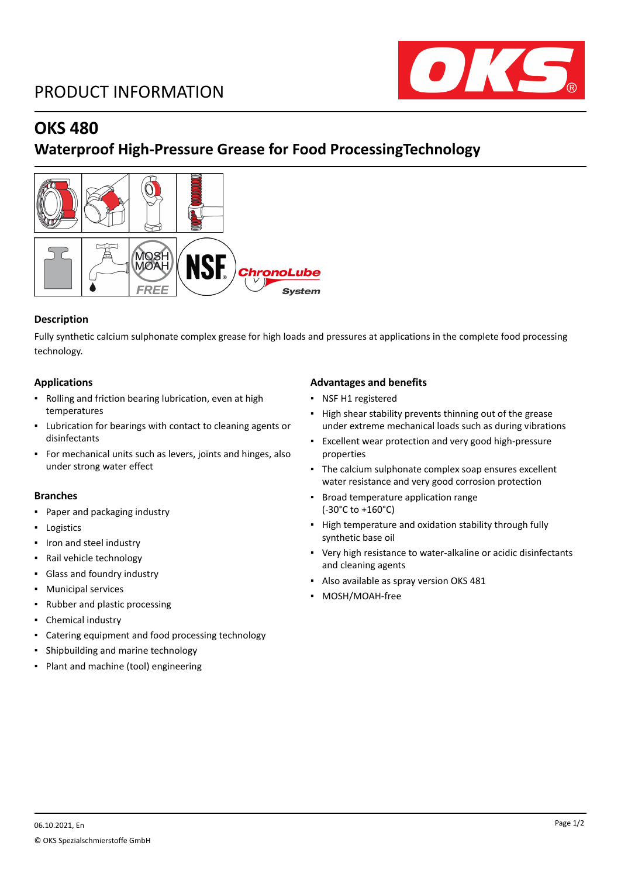# PRODUCT INFORMATION

## OKS 480

## Waterproof High-Pressure Grease for Food ProcessingTechnology

### Description

Fully synthetic calcium sulphonate complex grease for high loads and pressures at applications in the complete food processing technology.

### Applications

- Rolling and friction bearing lubrication, even at high temperatures
- Lubrication for bearings with contact to cleaning agents or disinfectants
- For mechanical units such as levers, joints and hinges, also under strong water effect

### Branches

- Paper and packaging industry
- Logistics
- Iron and steel industry
- Rail vehicle technology
- Glass and foundry industry
- Municipal services
- Rubber and plastic processing
- Chemical industry
- Catering equipment and food processing technology
- Shipbuilding and marine technology
- Plant and machine (tool) engineering

### Advantages and benefits

- NSF H1 registered
- High shear stability prevents thinning out of the grease under extreme mechanical loads such as during vibrations
- Excellent wear protection and very good high-pressure properties
- The calcium sulphonate complex soap ensures excellent water resistance and very good corrosion protection
- Broad temperature application range (-30°C to +160°C)
- High temperature and oxidation stability through fully synthetic base oil
- Very high resistance to water-alkaline or acidic disinfectants and cleaning agents
- Also available as spray version OKS 481
- MOSH/MOAH-free

06.10.2021, En

© OKS Spezialschmierstoffe GmbH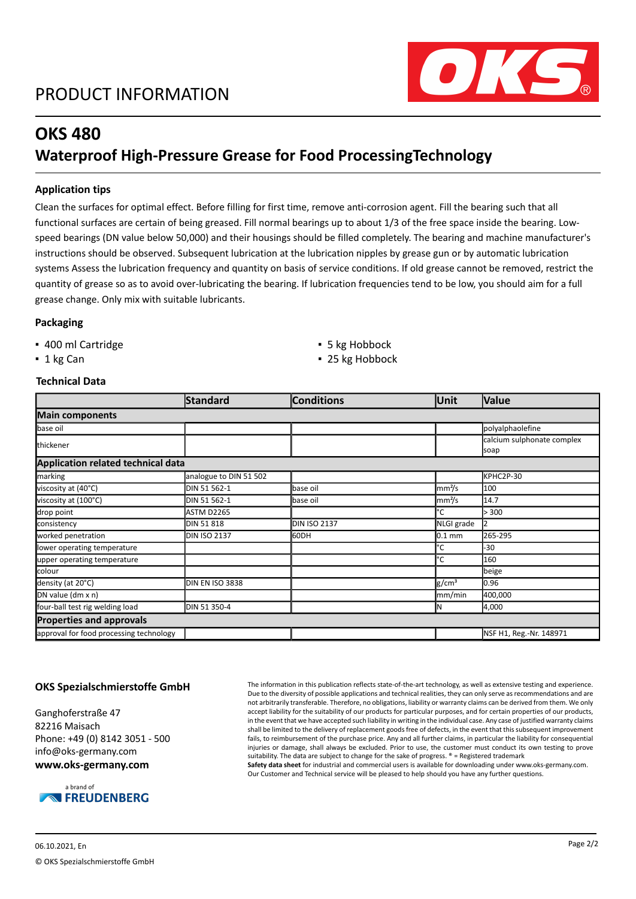PRODUCT INFORMATION

# OKS 480

## Waterproof High-Pressure Grease for Food ProcessingTechnology

### Application tips

Clean the surfaces for optimal effect. Before filling for first time, remove anti-corrosion agent. Fill the bearing such that all functional surfaces are certain of being greased. Fill normal bearings up to about 1/3 of the free space inside the bearing. Low-speed bearings (DN value below 50,000) and their housings should be filled completely. The bearing and machine manufacturer's instructions should be observed. Subsequent lubrication at the lubrication nipples by grease gun or by automatic lubrication systems Assess the lubrication frequency and quantity on basis of service conditions. If old grease cannot be removed, restrict the quantity of grease so as to avoid over-lubricating the bearing. If lubrication frequencies tend to be low, you should aim for a full grease change. Only mix with suitable lubricants.

### Packaging

- 400 ml Cartridge
- 1 kg Can
- 5 kg Hobbock
- 25 kg Hobbock

### Technical Data

| | Standard | Conditions | Unit | Value |
|---|---|---|---|---|
| **Main components** | | | | |
| base oil | | | | polyalphaolefine |
| thickener | | | | calcium sulphonate complex soap |
| **Application related technical data** | | | | |
| marking | analogue to DIN 51 502 | | | KPHC2P-30 |
| viscosity at (40°C) | DIN 51 562-1 | base oil | mm²/s | 100 |
| viscosity at (100°C) | DIN 51 562-1 | base oil | mm²/s | 14.7 |
| drop point | ASTM D2265 | | °C | > 300 |
| consistency | DIN 51 818 | DIN ISO 2137 | NLGI grade | 2 |
| worked penetration | DIN ISO 2137 | 60DH | 0.1 mm | 265-295 |
| lower operating temperature | | | °C | -30 |
| upper operating temperature | | | °C | 160 |
| colour | | | | beige |
| density (at 20°C) | DIN EN ISO 3838 | | g/cm³ | 0.96 |
| DN value (dm x n) | | | mm/min | 400,000 |
| four-ball test rig welding load | DIN 51 350-4 | | N | 4,000 |
| **Properties and approvals** | | | | |
| approval for food processing technology | | | | NSF H1, Reg.-Nr. 148971 |

**OKS Spezialschmierstoffe GmbH**

Ganghoferstraße 47
82216 Maisach
Phone: +49 (0) 8142 3051 - 500
info@oks-germany.com
**www.oks-germany.com**

a brand of FREUDENBERG

The information in this publication reflects state-of-the-art technology, as well as extensive testing and experience. Due to the diversity of possible applications and technical realities, they can only serve as recommendations and are not arbitrarily transferable. Therefore, no obligations, liability or warranty claims can be derived from them. We only accept liability for the suitability of our products for particular purposes, and for certain properties of our products, in the event that we have accepted such liability in writing in the individual case. Any case of justified warranty claims shall be limited to the delivery of replacement goods free of defects, in the event that this subsequent improvement fails, to reimbursement of the purchase price. Any and all further claims, in particular the liability for consequential injuries or damage, shall always be excluded. Prior to use, the customer must conduct its own testing to prove suitability. The data are subject to change for the sake of progress. ® = Registered trademark
**Safety data sheet** for industrial and commercial users is available for downloading under www.oks-germany.com. Our Customer and Technical service will be pleased to help should you have any further questions.

06.10.2021, En

© OKS Spezialschmierstoffe GmbH